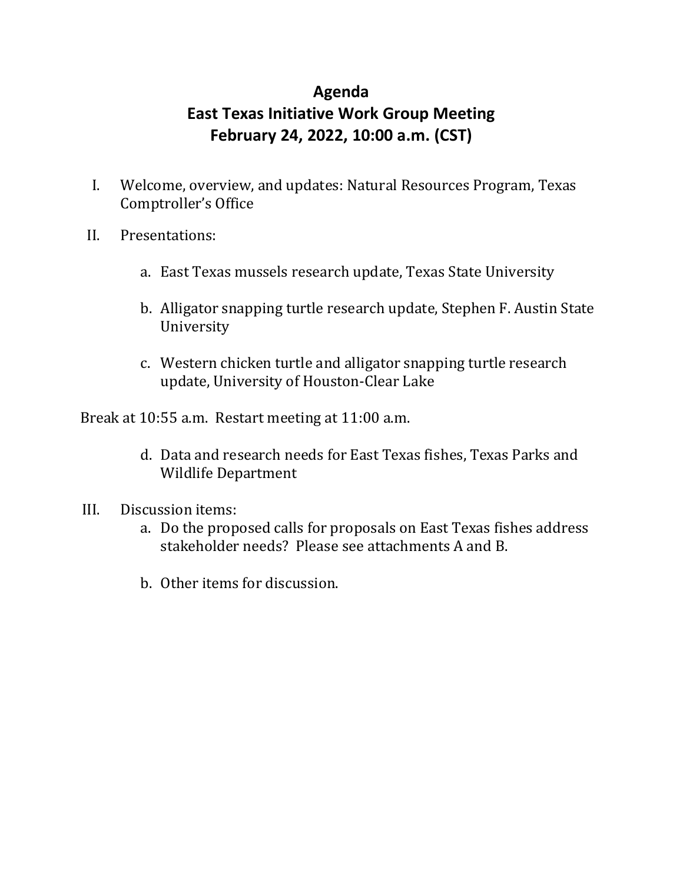# Agenda
# East Texas Initiative Work Group Meeting
# February 24, 2022, 10:00 a.m. (CST)

I. Welcome, overview, and updates: Natural Resources Program, Texas Comptroller's Office

II. Presentations:

   a. East Texas mussels research update, Texas State University

   b. Alligator snapping turtle research update, Stephen F. Austin State University

   c. Western chicken turtle and alligator snapping turtle research update, University of Houston-Clear Lake

Break at 10:55 a.m. Restart meeting at 11:00 a.m.

   d. Data and research needs for East Texas fishes, Texas Parks and Wildlife Department

III. Discussion items:

   a. Do the proposed calls for proposals on East Texas fishes address stakeholder needs? Please see attachments A and B.

   b. Other items for discussion.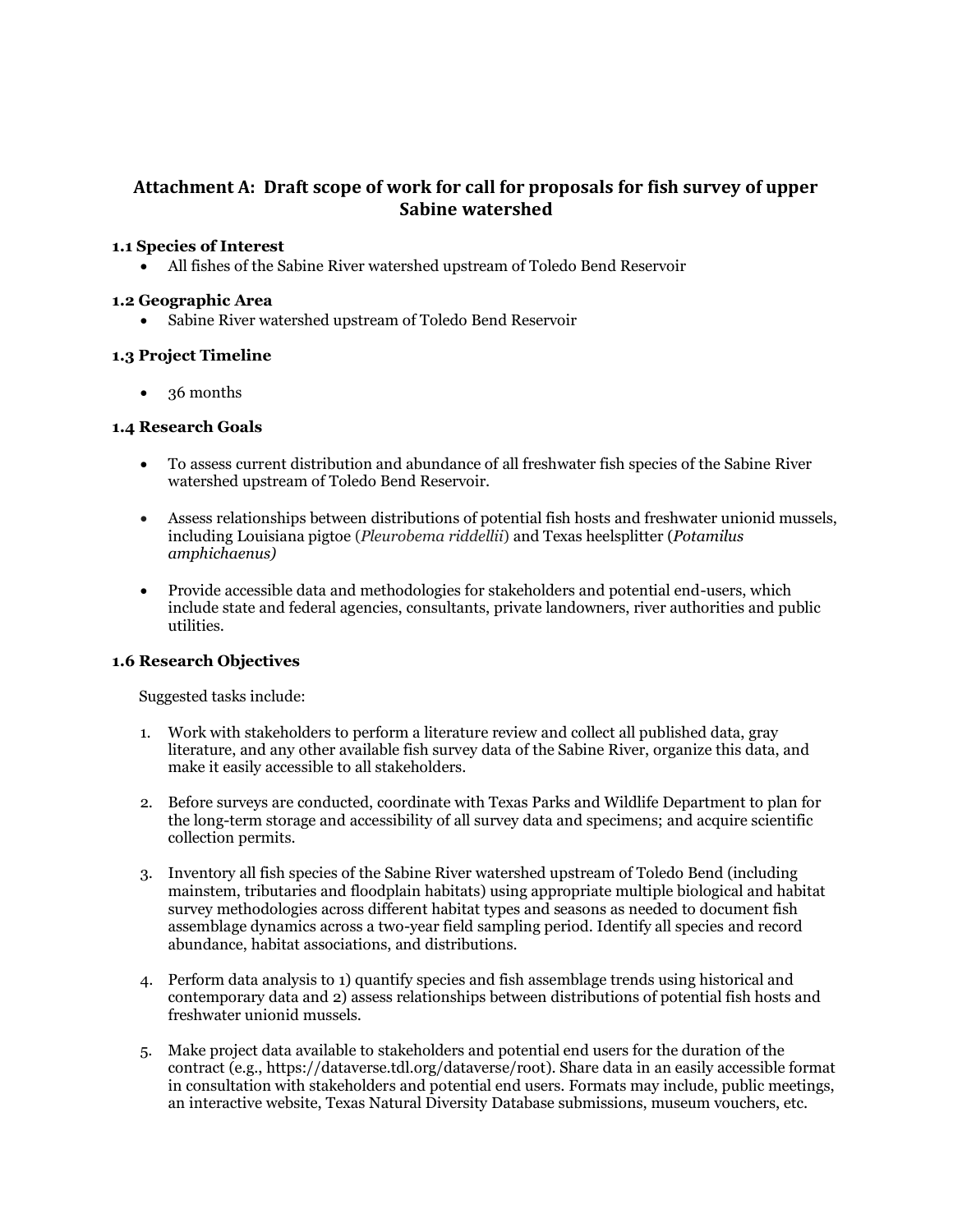# Attachment A: Draft scope of work for call for proposals for fish survey of upper Sabine watershed

### 1.1 Species of Interest

- All fishes of the Sabine River watershed upstream of Toledo Bend Reservoir

### 1.2 Geographic Area

- Sabine River watershed upstream of Toledo Bend Reservoir

### 1.3 Project Timeline

- 36 months

### 1.4 Research Goals

- To assess current distribution and abundance of all freshwater fish species of the Sabine River watershed upstream of Toledo Bend Reservoir.
- Assess relationships between distributions of potential fish hosts and freshwater unionid mussels, including Louisiana pigtoe (*Pleurobema riddellii*) and Texas heelsplitter (*Potamilus amphichaenus)*
- Provide accessible data and methodologies for stakeholders and potential end-users, which include state and federal agencies, consultants, private landowners, river authorities and public utilities.

### 1.6 Research Objectives

Suggested tasks include:

1. Work with stakeholders to perform a literature review and collect all published data, gray literature, and any other available fish survey data of the Sabine River, organize this data, and make it easily accessible to all stakeholders.
2. Before surveys are conducted, coordinate with Texas Parks and Wildlife Department to plan for the long-term storage and accessibility of all survey data and specimens; and acquire scientific collection permits.
3. Inventory all fish species of the Sabine River watershed upstream of Toledo Bend (including mainstem, tributaries and floodplain habitats) using appropriate multiple biological and habitat survey methodologies across different habitat types and seasons as needed to document fish assemblage dynamics across a two-year field sampling period. Identify all species and record abundance, habitat associations, and distributions.
4. Perform data analysis to 1) quantify species and fish assemblage trends using historical and contemporary data and 2) assess relationships between distributions of potential fish hosts and freshwater unionid mussels.
5. Make project data available to stakeholders and potential end users for the duration of the contract (e.g., https://dataverse.tdl.org/dataverse/root). Share data in an easily accessible format in consultation with stakeholders and potential end users. Formats may include, public meetings, an interactive website, Texas Natural Diversity Database submissions, museum vouchers, etc.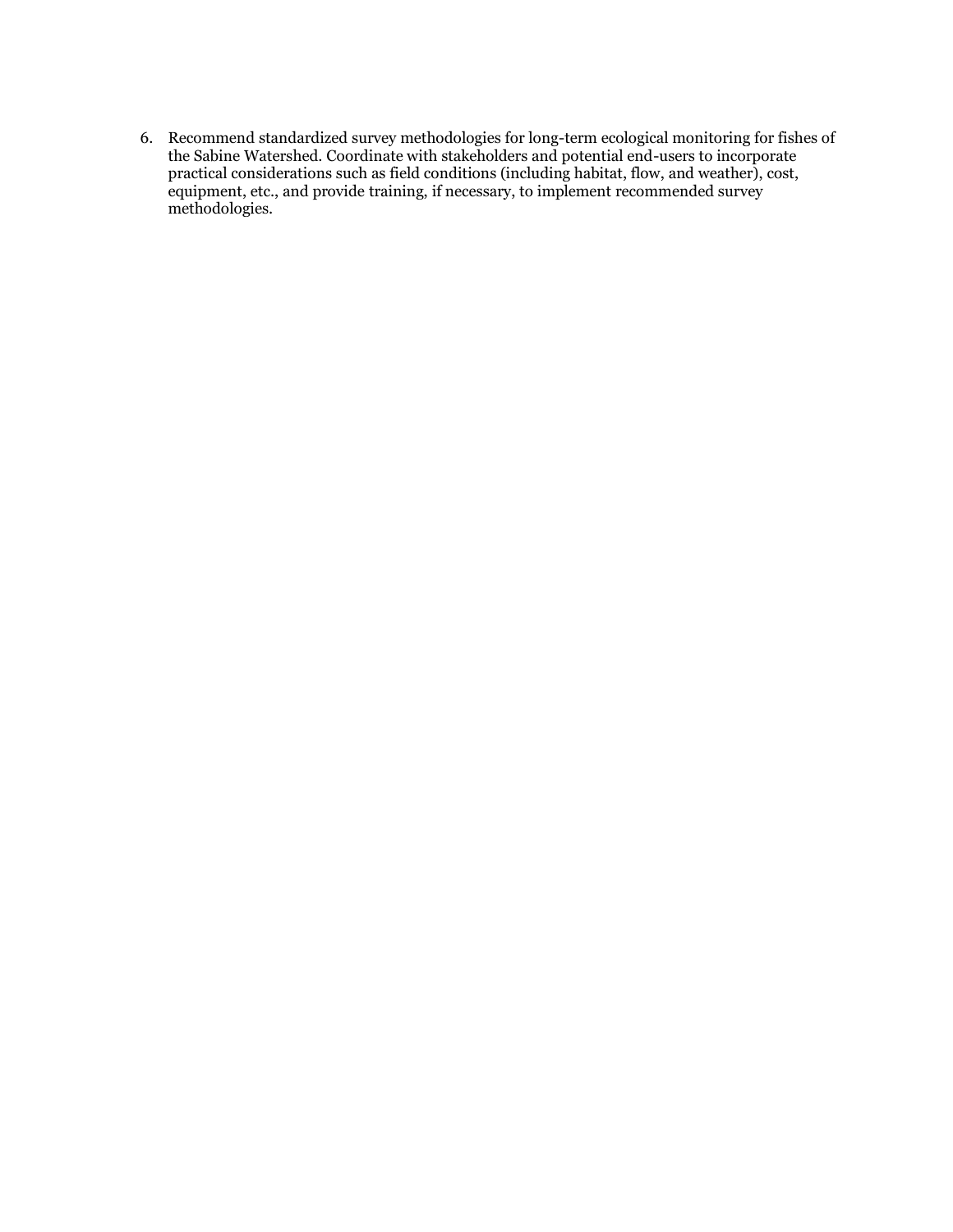6. Recommend standardized survey methodologies for long-term ecological monitoring for fishes of the Sabine Watershed. Coordinate with stakeholders and potential end-users to incorporate practical considerations such as field conditions (including habitat, flow, and weather), cost, equipment, etc., and provide training, if necessary, to implement recommended survey methodologies.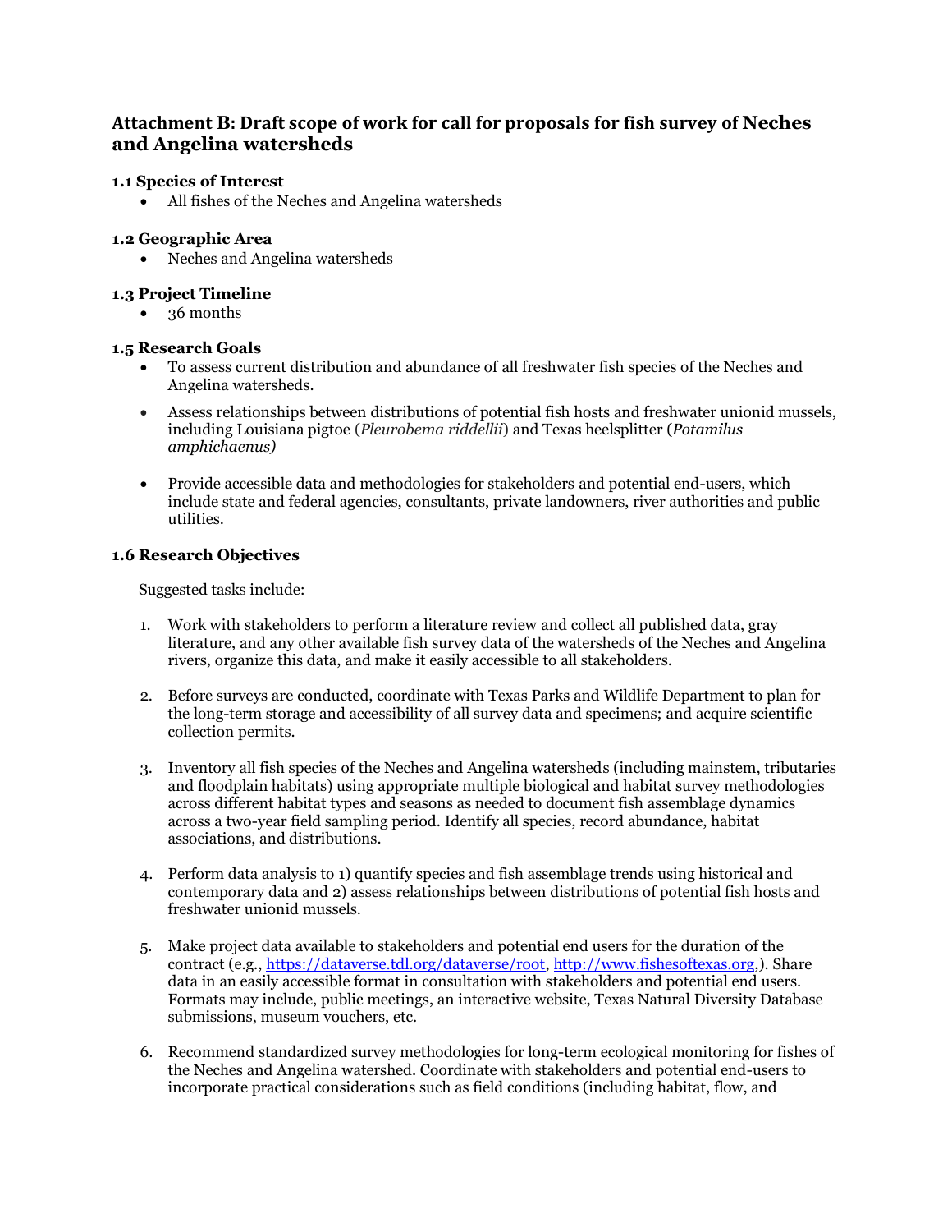## Attachment B: Draft scope of work for call for proposals for fish survey of Neches and Angelina watersheds

### 1.1 Species of Interest

- All fishes of the Neches and Angelina watersheds

### 1.2 Geographic Area

- Neches and Angelina watersheds

### 1.3 Project Timeline

- 36 months

### 1.5 Research Goals

- To assess current distribution and abundance of all freshwater fish species of the Neches and Angelina watersheds.
- Assess relationships between distributions of potential fish hosts and freshwater unionid mussels, including Louisiana pigtoe (*Pleurobema riddellii*) and Texas heelsplitter (*Potamilus amphichaenus)*
- Provide accessible data and methodologies for stakeholders and potential end-users, which include state and federal agencies, consultants, private landowners, river authorities and public utilities.

### 1.6 Research Objectives

Suggested tasks include:

1. Work with stakeholders to perform a literature review and collect all published data, gray literature, and any other available fish survey data of the watersheds of the Neches and Angelina rivers, organize this data, and make it easily accessible to all stakeholders.
2. Before surveys are conducted, coordinate with Texas Parks and Wildlife Department to plan for the long-term storage and accessibility of all survey data and specimens; and acquire scientific collection permits.
3. Inventory all fish species of the Neches and Angelina watersheds (including mainstem, tributaries and floodplain habitats) using appropriate multiple biological and habitat survey methodologies across different habitat types and seasons as needed to document fish assemblage dynamics across a two-year field sampling period. Identify all species, record abundance, habitat associations, and distributions.
4. Perform data analysis to 1) quantify species and fish assemblage trends using historical and contemporary data and 2) assess relationships between distributions of potential fish hosts and freshwater unionid mussels.
5. Make project data available to stakeholders and potential end users for the duration of the contract (e.g., https://dataverse.tdl.org/dataverse/root, http://www.fishesoftexas.org,). Share data in an easily accessible format in consultation with stakeholders and potential end users. Formats may include, public meetings, an interactive website, Texas Natural Diversity Database submissions, museum vouchers, etc.
6. Recommend standardized survey methodologies for long-term ecological monitoring for fishes of the Neches and Angelina watershed. Coordinate with stakeholders and potential end-users to incorporate practical considerations such as field conditions (including habitat, flow, and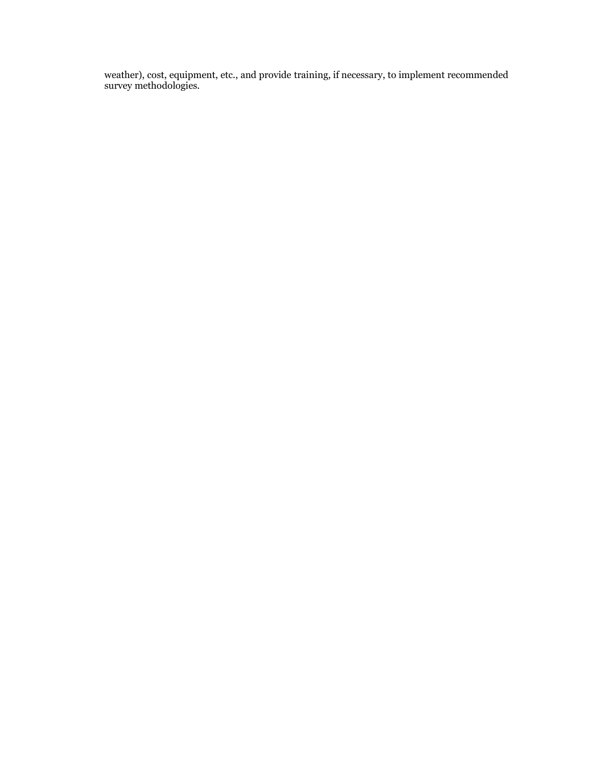weather), cost, equipment, etc., and provide training, if necessary, to implement recommended survey methodologies.